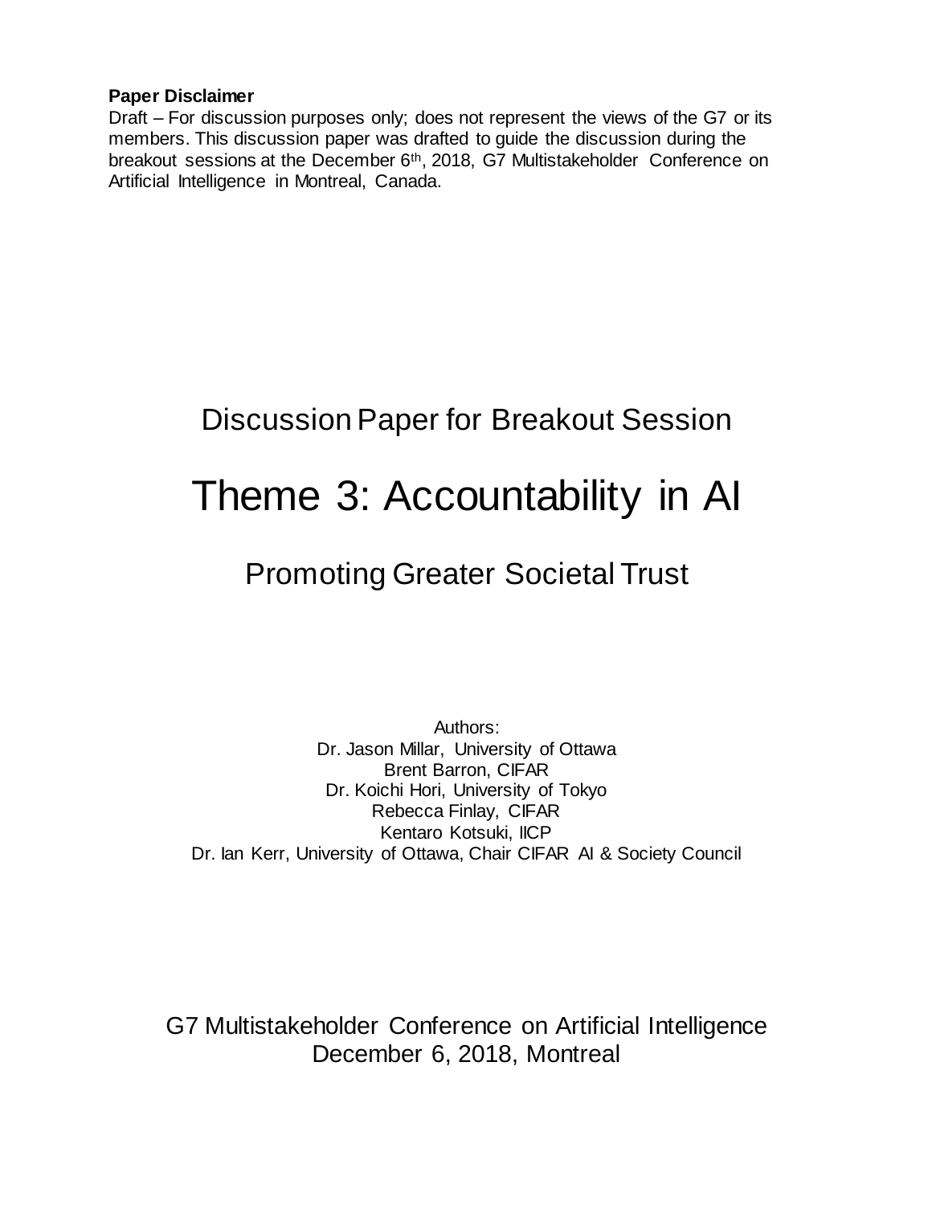**Paper Disclaimer**

Draft – For discussion purposes only; does not represent the views of the G7 or its members. This discussion paper was drafted to guide the discussion during the breakout sessions at the December 6th, 2018, G7 Multistakeholder Conference on Artificial Intelligence in Montreal, Canada.

Discussion Paper for Breakout Session

# Theme 3: Accountability in AI

## Promoting Greater Societal Trust

Authors:
Dr. Jason Millar, University of Ottawa
Brent Barron, CIFAR
Dr. Koichi Hori, University of Tokyo
Rebecca Finlay, CIFAR
Kentaro Kotsuki, IICP
Dr. Ian Kerr, University of Ottawa, Chair CIFAR AI & Society Council

G7 Multistakeholder Conference on Artificial Intelligence
December 6, 2018, Montreal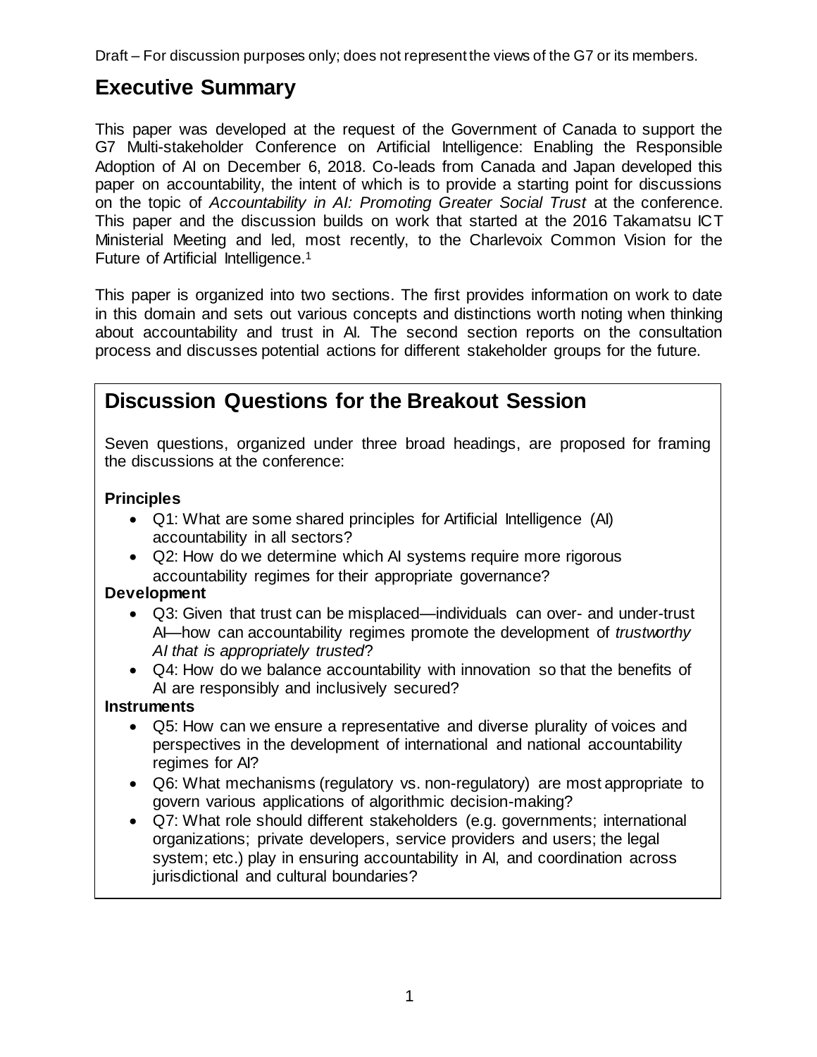Draft – For discussion purposes only; does not represent the views of the G7 or its members.

## Executive Summary

This paper was developed at the request of the Government of Canada to support the G7 Multi-stakeholder Conference on Artificial Intelligence: Enabling the Responsible Adoption of AI on December 6, 2018. Co-leads from Canada and Japan developed this paper on accountability, the intent of which is to provide a starting point for discussions on the topic of *Accountability in AI: Promoting Greater Social Trust* at the conference. This paper and the discussion builds on work that started at the 2016 Takamatsu ICT Ministerial Meeting and led, most recently, to the Charlevoix Common Vision for the Future of Artificial Intelligence.[1]

This paper is organized into two sections. The first provides information on work to date in this domain and sets out various concepts and distinctions worth noting when thinking about accountability and trust in AI. The second section reports on the consultation process and discusses potential actions for different stakeholder groups for the future.

## Discussion Questions for the Breakout Session

Seven questions, organized under three broad headings, are proposed for framing the discussions at the conference:

**Principles**

- Q1: What are some shared principles for Artificial Intelligence (AI) accountability in all sectors?
- Q2: How do we determine which AI systems require more rigorous accountability regimes for their appropriate governance?

**Development**

- Q3: Given that trust can be misplaced—individuals can over- and under-trust AI—how can accountability regimes promote the development of *trustworthy AI that is appropriately trusted*?
- Q4: How do we balance accountability with innovation so that the benefits of AI are responsibly and inclusively secured?

**Instruments**

- Q5: How can we ensure a representative and diverse plurality of voices and perspectives in the development of international and national accountability regimes for AI?
- Q6: What mechanisms (regulatory vs. non-regulatory) are most appropriate to govern various applications of algorithmic decision-making?
- Q7: What role should different stakeholders (e.g. governments; international organizations; private developers, service providers and users; the legal system; etc.) play in ensuring accountability in AI, and coordination across jurisdictional and cultural boundaries?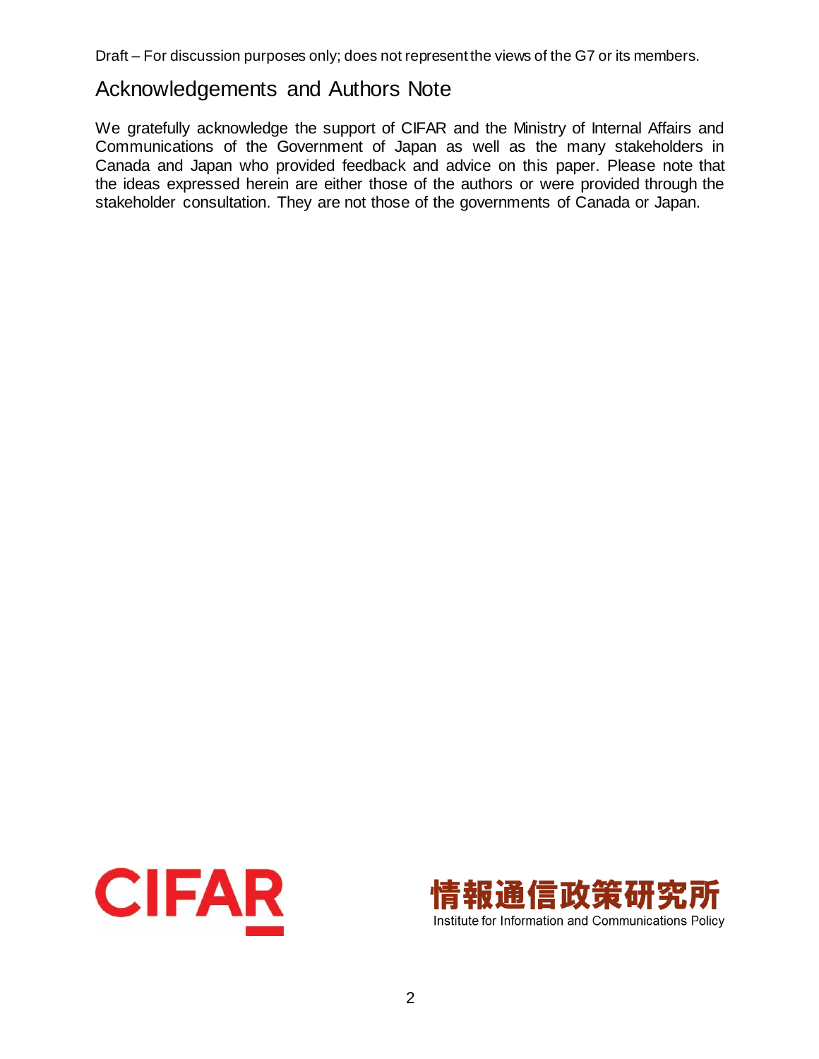## Acknowledgements and Authors Note

We gratefully acknowledge the support of CIFAR and the Ministry of Internal Affairs and Communications of the Government of Japan as well as the many stakeholders in Canada and Japan who provided feedback and advice on this paper. Please note that the ideas expressed herein are either those of the authors or were provided through the stakeholder consultation. They are not those of the governments of Canada or Japan.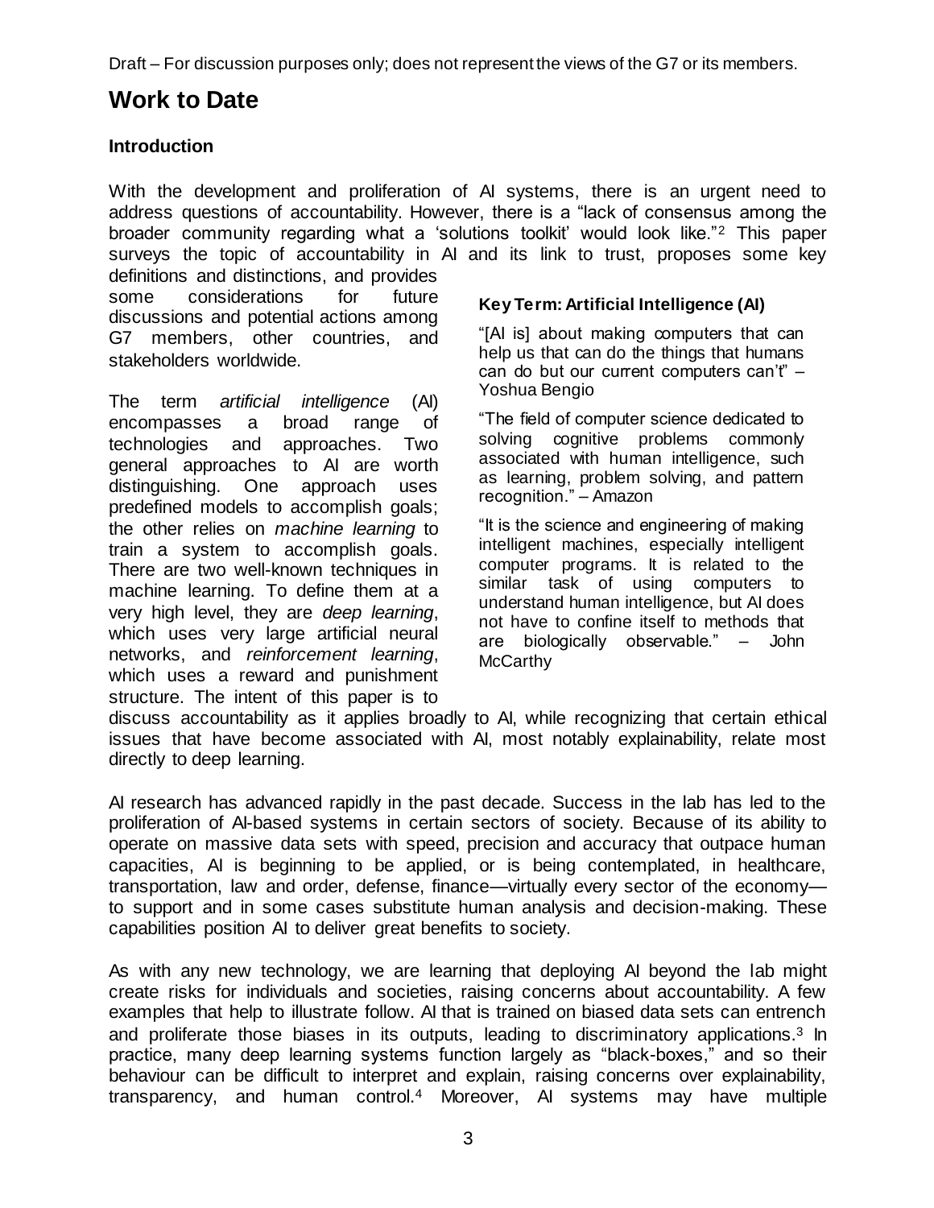Draft – For discussion purposes only; does not represent the views of the G7 or its members.

# Work to Date

## Introduction

With the development and proliferation of AI systems, there is an urgent need to address questions of accountability. However, there is a "lack of consensus among the broader community regarding what a 'solutions toolkit' would look like."[2] This paper surveys the topic of accountability in AI and its link to trust, proposes some key definitions and distinctions, and provides some considerations for future discussions and potential actions among G7 members, other countries, and stakeholders worldwide.

> **Key Term: Artificial Intelligence (AI)**
>
> "[AI is] about making computers that can help us that can do the things that humans can do but our current computers can't" – Yoshua Bengio
>
> "The field of computer science dedicated to solving cognitive problems commonly associated with human intelligence, such as learning, problem solving, and pattern recognition." – Amazon
>
> "It is the science and engineering of making intelligent machines, especially intelligent computer programs. It is related to the similar task of using computers to understand human intelligence, but AI does not have to confine itself to methods that are biologically observable." – John McCarthy

The term *artificial intelligence* (AI) encompasses a broad range of technologies and approaches. Two general approaches to AI are worth distinguishing. One approach uses predefined models to accomplish goals; the other relies on *machine learning* to train a system to accomplish goals. There are two well-known techniques in machine learning. To define them at a very high level, they are *deep learning*, which uses very large artificial neural networks, and *reinforcement learning*, which uses a reward and punishment structure. The intent of this paper is to discuss accountability as it applies broadly to AI, while recognizing that certain ethical issues that have become associated with AI, most notably explainability, relate most directly to deep learning.

AI research has advanced rapidly in the past decade. Success in the lab has led to the proliferation of AI-based systems in certain sectors of society. Because of its ability to operate on massive data sets with speed, precision and accuracy that outpace human capacities, AI is beginning to be applied, or is being contemplated, in healthcare, transportation, law and order, defense, finance—virtually every sector of the economy—to support and in some cases substitute human analysis and decision-making. These capabilities position AI to deliver great benefits to society.

As with any new technology, we are learning that deploying AI beyond the lab might create risks for individuals and societies, raising concerns about accountability. A few examples that help to illustrate follow. AI that is trained on biased data sets can entrench and proliferate those biases in its outputs, leading to discriminatory applications.[3] In practice, many deep learning systems function largely as "black-boxes," and so their behaviour can be difficult to interpret and explain, raising concerns over explainability, transparency, and human control.[4] Moreover, AI systems may have multiple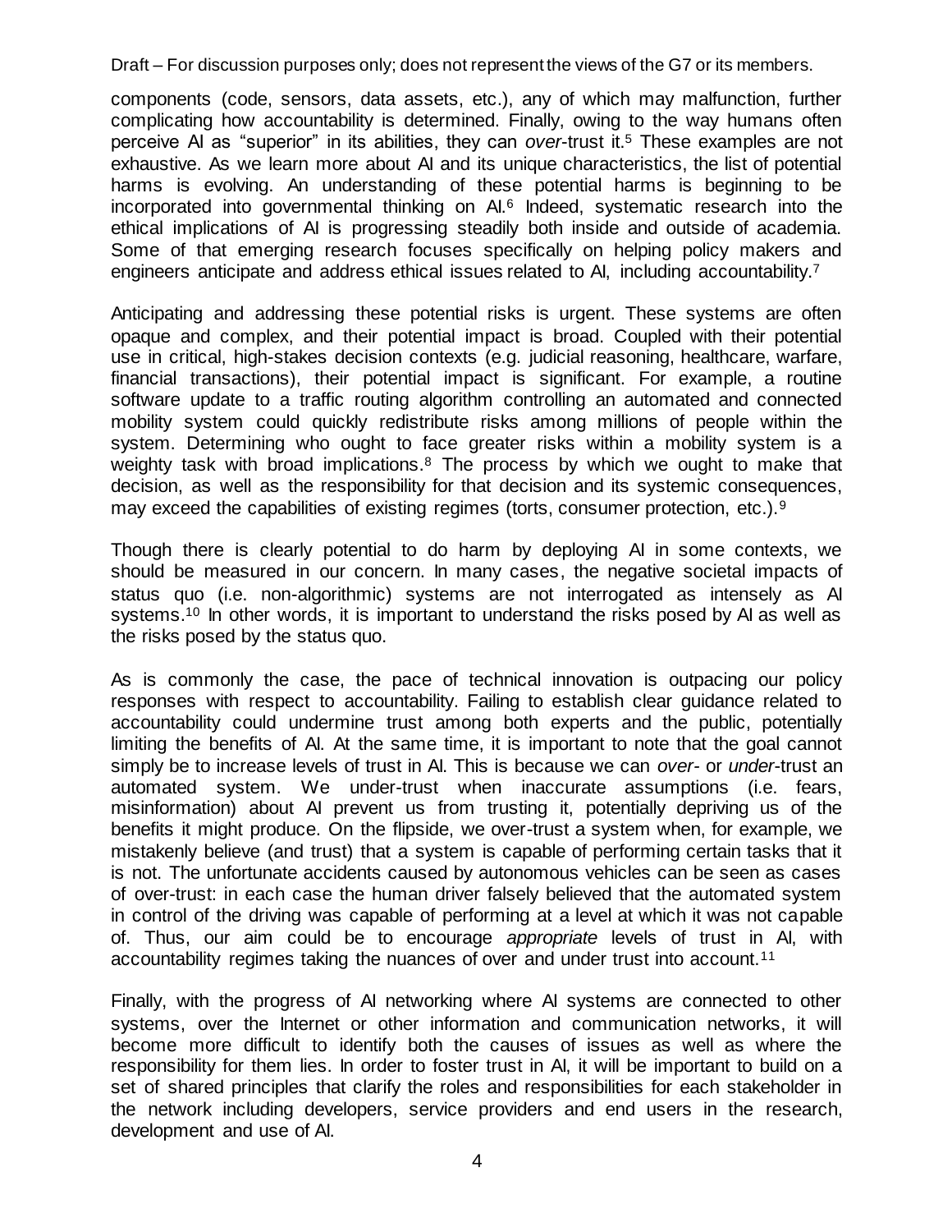components (code, sensors, data assets, etc.), any of which may malfunction, further complicating how accountability is determined. Finally, owing to the way humans often perceive AI as "superior" in its abilities, they can *over*-trust it.[5] These examples are not exhaustive. As we learn more about AI and its unique characteristics, the list of potential harms is evolving. An understanding of these potential harms is beginning to be incorporated into governmental thinking on AI.[6] Indeed, systematic research into the ethical implications of AI is progressing steadily both inside and outside of academia. Some of that emerging research focuses specifically on helping policy makers and engineers anticipate and address ethical issues related to AI, including accountability.[7]

Anticipating and addressing these potential risks is urgent. These systems are often opaque and complex, and their potential impact is broad. Coupled with their potential use in critical, high-stakes decision contexts (e.g. judicial reasoning, healthcare, warfare, financial transactions), their potential impact is significant. For example, a routine software update to a traffic routing algorithm controlling an automated and connected mobility system could quickly redistribute risks among millions of people within the system. Determining who ought to face greater risks within a mobility system is a weighty task with broad implications.[8] The process by which we ought to make that decision, as well as the responsibility for that decision and its systemic consequences, may exceed the capabilities of existing regimes (torts, consumer protection, etc.).[9]

Though there is clearly potential to do harm by deploying AI in some contexts, we should be measured in our concern. In many cases, the negative societal impacts of status quo (i.e. non-algorithmic) systems are not interrogated as intensely as AI systems.[10] In other words, it is important to understand the risks posed by AI as well as the risks posed by the status quo.

As is commonly the case, the pace of technical innovation is outpacing our policy responses with respect to accountability. Failing to establish clear guidance related to accountability could undermine trust among both experts and the public, potentially limiting the benefits of AI. At the same time, it is important to note that the goal cannot simply be to increase levels of trust in AI. This is because we can *over*- or *under*-trust an automated system. We under-trust when inaccurate assumptions (i.e. fears, misinformation) about AI prevent us from trusting it, potentially depriving us of the benefits it might produce. On the flipside, we over-trust a system when, for example, we mistakenly believe (and trust) that a system is capable of performing certain tasks that it is not. The unfortunate accidents caused by autonomous vehicles can be seen as cases of over-trust: in each case the human driver falsely believed that the automated system in control of the driving was capable of performing at a level at which it was not capable of. Thus, our aim could be to encourage *appropriate* levels of trust in AI, with accountability regimes taking the nuances of over and under trust into account.[11]

Finally, with the progress of AI networking where AI systems are connected to other systems, over the Internet or other information and communication networks, it will become more difficult to identify both the causes of issues as well as where the responsibility for them lies. In order to foster trust in AI, it will be important to build on a set of shared principles that clarify the roles and responsibilities for each stakeholder in the network including developers, service providers and end users in the research, development and use of AI.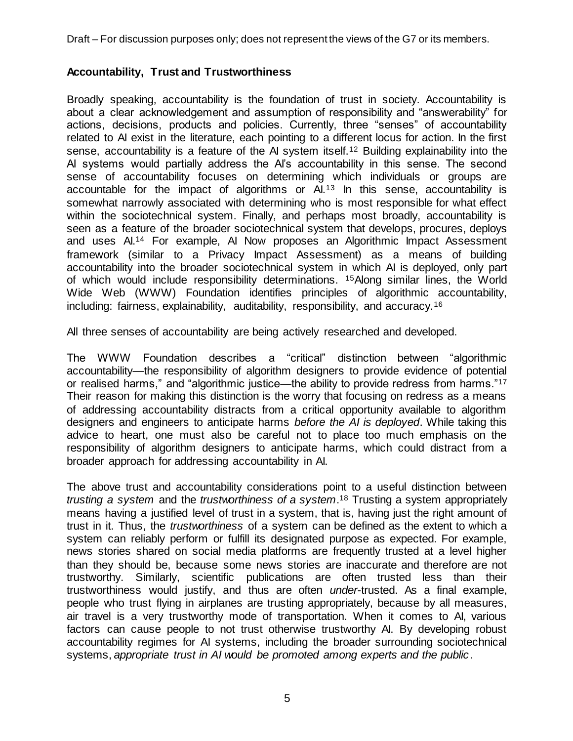**Accountability, Trust and Trustworthiness**

Broadly speaking, accountability is the foundation of trust in society. Accountability is about a clear acknowledgement and assumption of responsibility and "answerability" for actions, decisions, products and policies. Currently, three "senses" of accountability related to AI exist in the literature, each pointing to a different locus for action. In the first sense, accountability is a feature of the AI system itself.[12] Building explainability into the AI systems would partially address the AI's accountability in this sense. The second sense of accountability focuses on determining which individuals or groups are accountable for the impact of algorithms or AI.[13] In this sense, accountability is somewhat narrowly associated with determining who is most responsible for what effect within the sociotechnical system. Finally, and perhaps most broadly, accountability is seen as a feature of the broader sociotechnical system that develops, procures, deploys and uses AI.[14] For example, AI Now proposes an Algorithmic Impact Assessment framework (similar to a Privacy Impact Assessment) as a means of building accountability into the broader sociotechnical system in which AI is deployed, only part of which would include responsibility determinations. [15]Along similar lines, the World Wide Web (WWW) Foundation identifies principles of algorithmic accountability, including: fairness, explainability, auditability, responsibility, and accuracy.[16]

All three senses of accountability are being actively researched and developed.

The WWW Foundation describes a "critical" distinction between "algorithmic accountability—the responsibility of algorithm designers to provide evidence of potential or realised harms," and "algorithmic justice—the ability to provide redress from harms."[17] Their reason for making this distinction is the worry that focusing on redress as a means of addressing accountability distracts from a critical opportunity available to algorithm designers and engineers to anticipate harms *before the AI is deployed*. While taking this advice to heart, one must also be careful not to place too much emphasis on the responsibility of algorithm designers to anticipate harms, which could distract from a broader approach for addressing accountability in AI.

The above trust and accountability considerations point to a useful distinction between *trusting a system* and the *trustworthiness of a system*.[18] Trusting a system appropriately means having a justified level of trust in a system, that is, having just the right amount of trust in it. Thus, the *trustworthiness* of a system can be defined as the extent to which a system can reliably perform or fulfill its designated purpose as expected. For example, news stories shared on social media platforms are frequently trusted at a level higher than they should be, because some news stories are inaccurate and therefore are not trustworthy. Similarly, scientific publications are often trusted less than their trustworthiness would justify, and thus are often *under*-trusted. As a final example, people who trust flying in airplanes are trusting appropriately, because by all measures, air travel is a very trustworthy mode of transportation. When it comes to AI, various factors can cause people to not trust otherwise trustworthy AI. By developing robust accountability regimes for AI systems, including the broader surrounding sociotechnical systems, *appropriate trust in AI would be promoted among experts and the public*.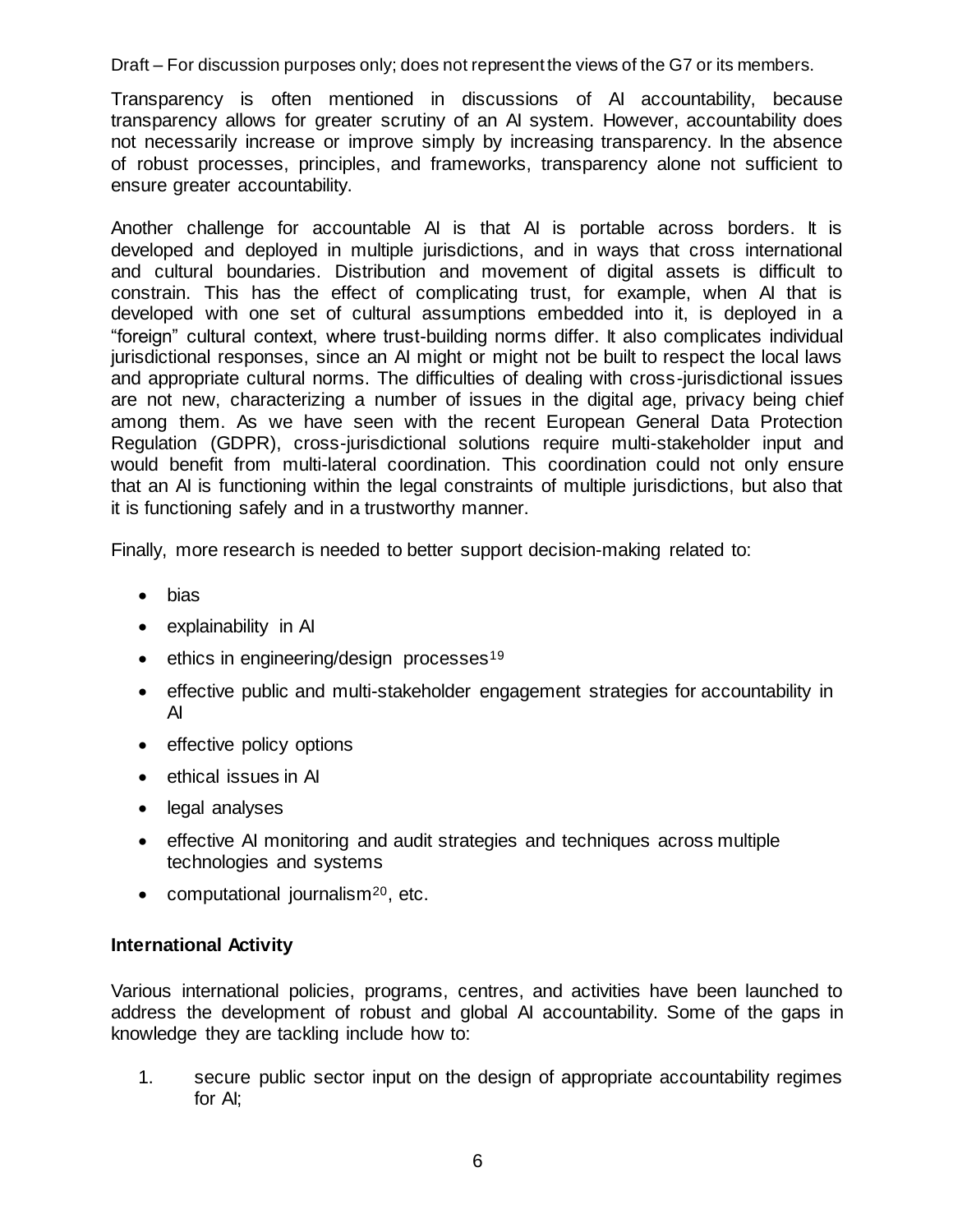Transparency is often mentioned in discussions of AI accountability, because transparency allows for greater scrutiny of an AI system. However, accountability does not necessarily increase or improve simply by increasing transparency. In the absence of robust processes, principles, and frameworks, transparency alone not sufficient to ensure greater accountability.

Another challenge for accountable AI is that AI is portable across borders. It is developed and deployed in multiple jurisdictions, and in ways that cross international and cultural boundaries. Distribution and movement of digital assets is difficult to constrain. This has the effect of complicating trust, for example, when AI that is developed with one set of cultural assumptions embedded into it, is deployed in a "foreign" cultural context, where trust-building norms differ. It also complicates individual jurisdictional responses, since an AI might or might not be built to respect the local laws and appropriate cultural norms. The difficulties of dealing with cross-jurisdictional issues are not new, characterizing a number of issues in the digital age, privacy being chief among them. As we have seen with the recent European General Data Protection Regulation (GDPR), cross-jurisdictional solutions require multi-stakeholder input and would benefit from multi-lateral coordination. This coordination could not only ensure that an AI is functioning within the legal constraints of multiple jurisdictions, but also that it is functioning safely and in a trustworthy manner.

Finally, more research is needed to better support decision-making related to:

- bias
- explainability in AI
- ethics in engineering/design processes[19]
- effective public and multi-stakeholder engagement strategies for accountability in AI
- effective policy options
- ethical issues in AI
- legal analyses
- effective AI monitoring and audit strategies and techniques across multiple technologies and systems
- computational journalism[20], etc.

**International Activity**

Various international policies, programs, centres, and activities have been launched to address the development of robust and global AI accountability. Some of the gaps in knowledge they are tackling include how to:

1. secure public sector input on the design of appropriate accountability regimes for AI;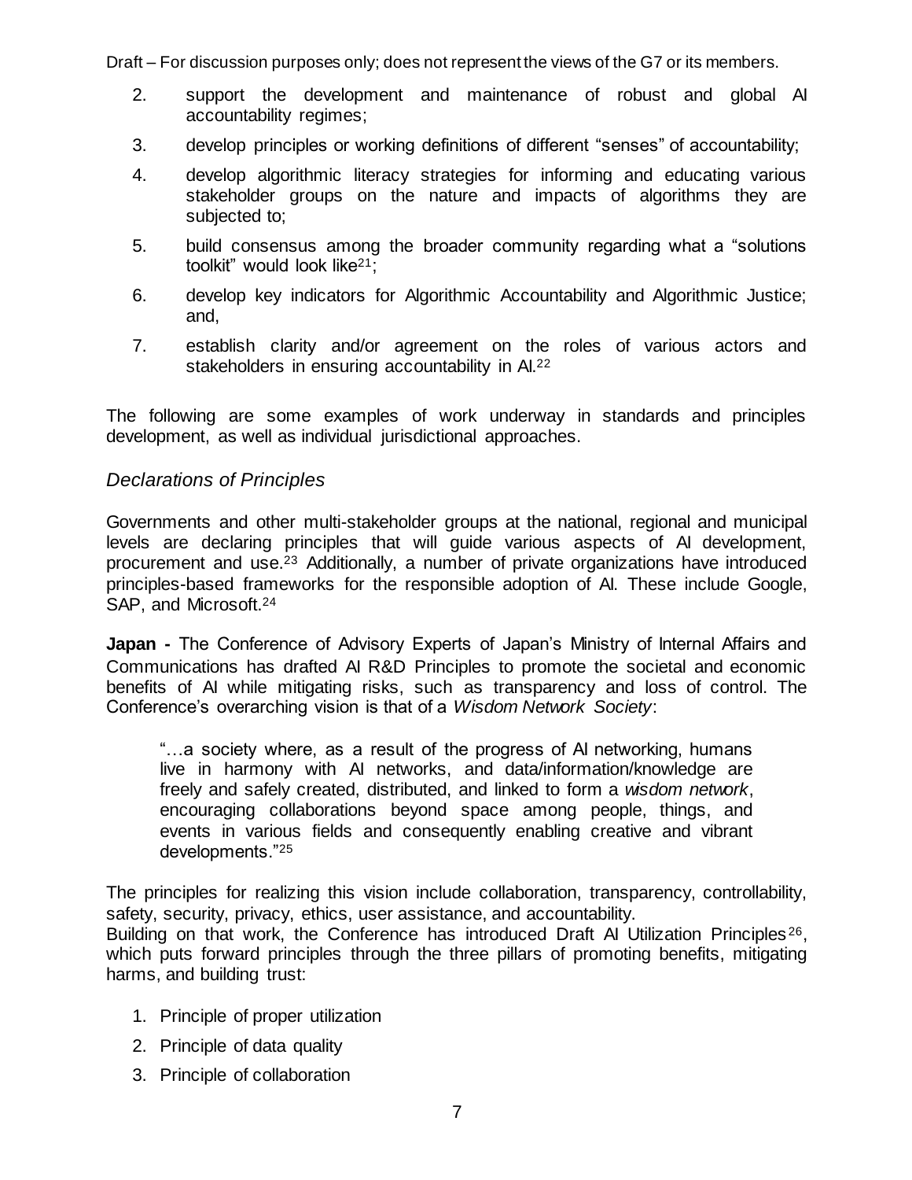2. support the development and maintenance of robust and global AI accountability regimes;
3. develop principles or working definitions of different "senses" of accountability;
4. develop algorithmic literacy strategies for informing and educating various stakeholder groups on the nature and impacts of algorithms they are subjected to;
5. build consensus among the broader community regarding what a "solutions toolkit" would look like[21];
6. develop key indicators for Algorithmic Accountability and Algorithmic Justice; and,
7. establish clarity and/or agreement on the roles of various actors and stakeholders in ensuring accountability in AI.[22]

The following are some examples of work underway in standards and principles development, as well as individual jurisdictional approaches.

### *Declarations of Principles*

Governments and other multi-stakeholder groups at the national, regional and municipal levels are declaring principles that will guide various aspects of AI development, procurement and use.[23] Additionally, a number of private organizations have introduced principles-based frameworks for the responsible adoption of AI. These include Google, SAP, and Microsoft.[24]

**Japan -** The Conference of Advisory Experts of Japan's Ministry of Internal Affairs and Communications has drafted AI R&D Principles to promote the societal and economic benefits of AI while mitigating risks, such as transparency and loss of control. The Conference's overarching vision is that of a *Wisdom Network Society*:

> "…a society where, as a result of the progress of AI networking, humans live in harmony with AI networks, and data/information/knowledge are freely and safely created, distributed, and linked to form a *wisdom network*, encouraging collaborations beyond space among people, things, and events in various fields and consequently enabling creative and vibrant developments."[25]

The principles for realizing this vision include collaboration, transparency, controllability, safety, security, privacy, ethics, user assistance, and accountability.

Building on that work, the Conference has introduced Draft AI Utilization Principles[26], which puts forward principles through the three pillars of promoting benefits, mitigating harms, and building trust:

1. Principle of proper utilization
2. Principle of data quality
3. Principle of collaboration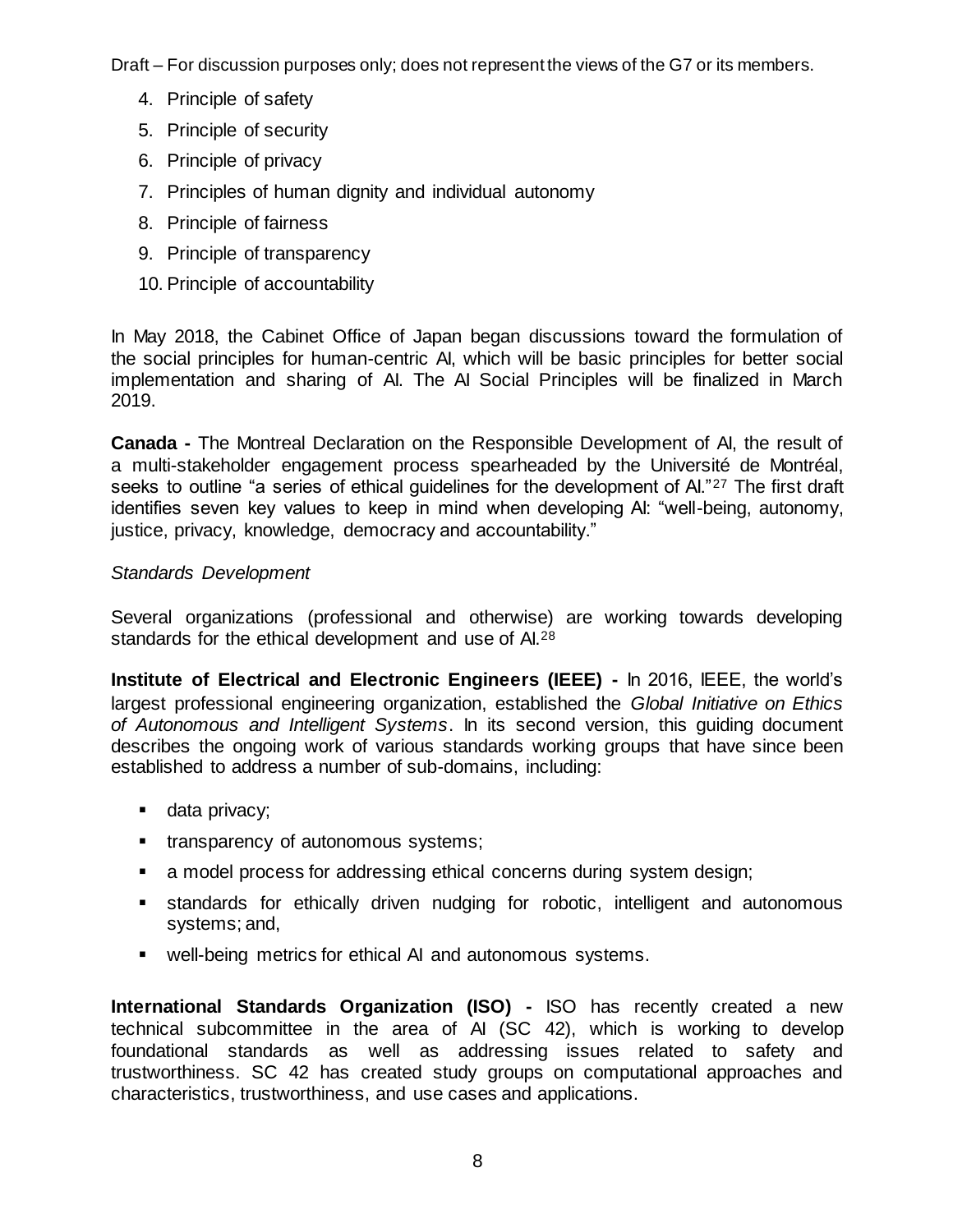4. Principle of safety
5. Principle of security
6. Principle of privacy
7. Principles of human dignity and individual autonomy
8. Principle of fairness
9. Principle of transparency
10. Principle of accountability

In May 2018, the Cabinet Office of Japan began discussions toward the formulation of the social principles for human-centric AI, which will be basic principles for better social implementation and sharing of AI. The AI Social Principles will be finalized in March 2019.

**Canada -** The Montreal Declaration on the Responsible Development of AI, the result of a multi-stakeholder engagement process spearheaded by the Université de Montréal, seeks to outline "a series of ethical guidelines for the development of AI."[27] The first draft identifies seven key values to keep in mind when developing AI: "well-being, autonomy, justice, privacy, knowledge, democracy and accountability."

*Standards Development*

Several organizations (professional and otherwise) are working towards developing standards for the ethical development and use of AI.[28]

**Institute of Electrical and Electronic Engineers (IEEE) -** In 2016, IEEE, the world's largest professional engineering organization, established the *Global Initiative on Ethics of Autonomous and Intelligent Systems*. In its second version, this guiding document describes the ongoing work of various standards working groups that have since been established to address a number of sub-domains, including:

- data privacy;
- transparency of autonomous systems;
- a model process for addressing ethical concerns during system design;
- standards for ethically driven nudging for robotic, intelligent and autonomous systems; and,
- well-being metrics for ethical AI and autonomous systems.

**International Standards Organization (ISO) -** ISO has recently created a new technical subcommittee in the area of AI (SC 42), which is working to develop foundational standards as well as addressing issues related to safety and trustworthiness. SC 42 has created study groups on computational approaches and characteristics, trustworthiness, and use cases and applications.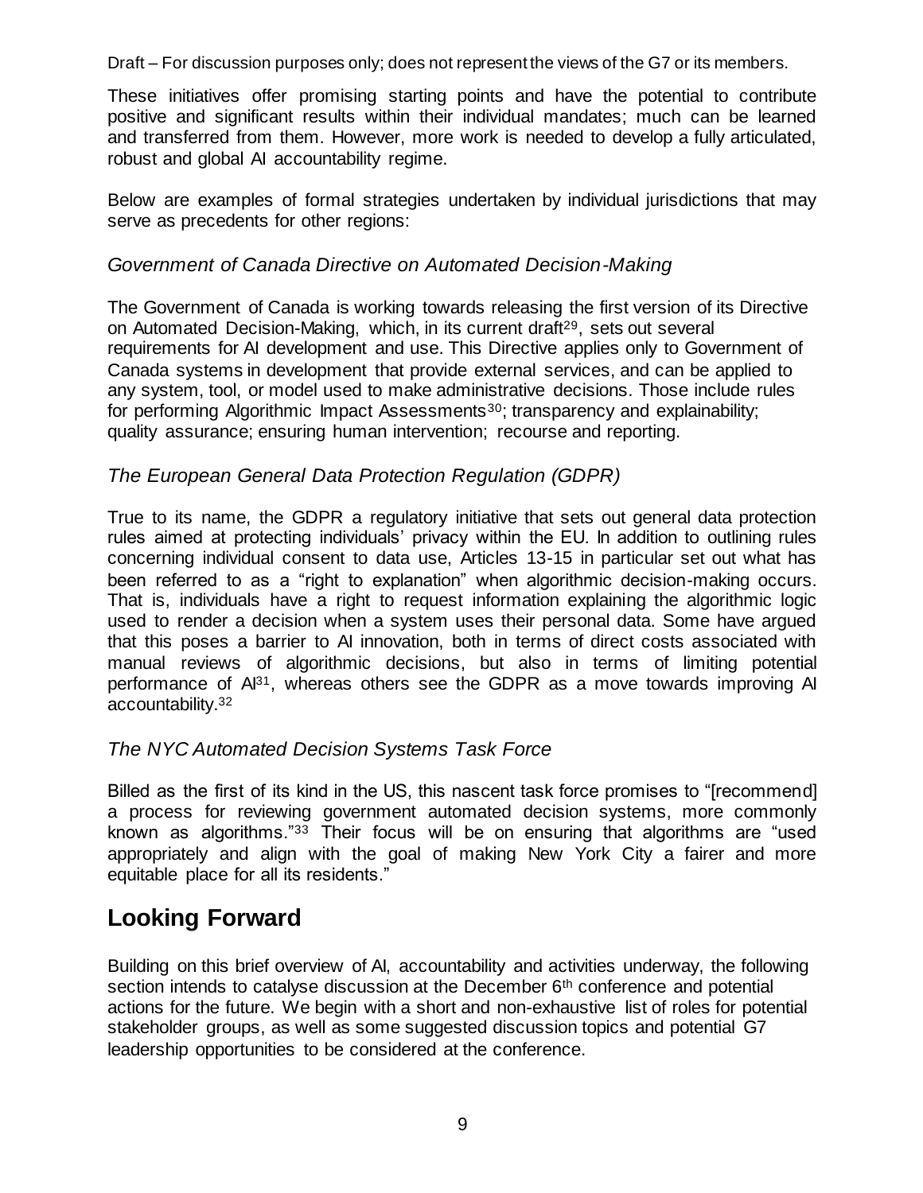These initiatives offer promising starting points and have the potential to contribute positive and significant results within their individual mandates; much can be learned and transferred from them. However, more work is needed to develop a fully articulated, robust and global AI accountability regime.

Below are examples of formal strategies undertaken by individual jurisdictions that may serve as precedents for other regions:

### *Government of Canada Directive on Automated Decision-Making*

The Government of Canada is working towards releasing the first version of its Directive on Automated Decision-Making, which, in its current draft[29], sets out several requirements for AI development and use. This Directive applies only to Government of Canada systems in development that provide external services, and can be applied to any system, tool, or model used to make administrative decisions. Those include rules for performing Algorithmic Impact Assessments[30]; transparency and explainability; quality assurance; ensuring human intervention; recourse and reporting.

### *The European General Data Protection Regulation (GDPR)*

True to its name, the GDPR a regulatory initiative that sets out general data protection rules aimed at protecting individuals' privacy within the EU. In addition to outlining rules concerning individual consent to data use, Articles 13-15 in particular set out what has been referred to as a "right to explanation" when algorithmic decision-making occurs. That is, individuals have a right to request information explaining the algorithmic logic used to render a decision when a system uses their personal data. Some have argued that this poses a barrier to AI innovation, both in terms of direct costs associated with manual reviews of algorithmic decisions, but also in terms of limiting potential performance of AI[31], whereas others see the GDPR as a move towards improving AI accountability.[32]

### *The NYC Automated Decision Systems Task Force*

Billed as the first of its kind in the US, this nascent task force promises to "[recommend] a process for reviewing government automated decision systems, more commonly known as algorithms."[33] Their focus will be on ensuring that algorithms are "used appropriately and align with the goal of making New York City a fairer and more equitable place for all its residents."

## Looking Forward

Building on this brief overview of AI, accountability and activities underway, the following section intends to catalyse discussion at the December 6th conference and potential actions for the future. We begin with a short and non-exhaustive list of roles for potential stakeholder groups, as well as some suggested discussion topics and potential G7 leadership opportunities to be considered at the conference.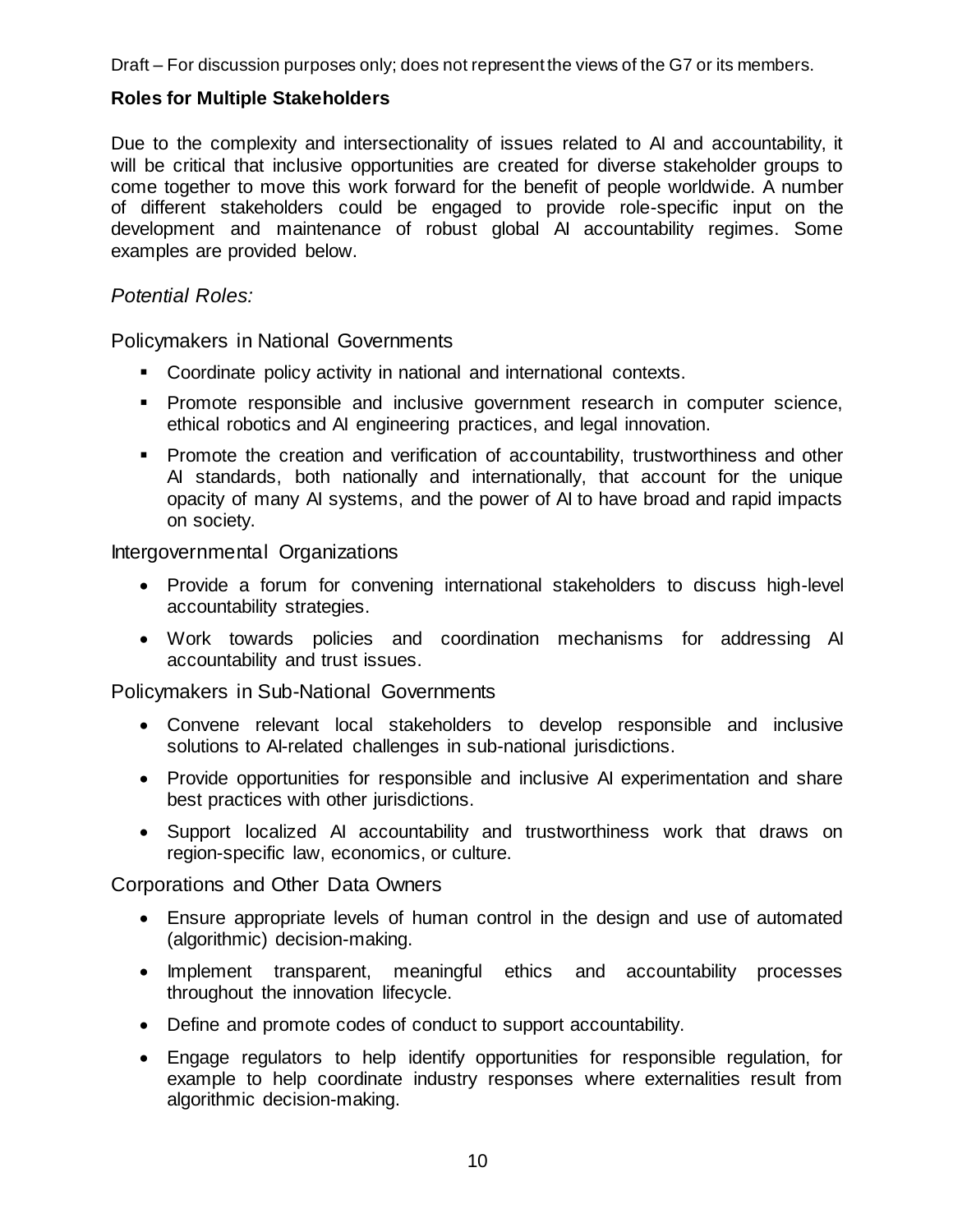Draft – For discussion purposes only; does not represent the views of the G7 or its members.

**Roles for Multiple Stakeholders**

Due to the complexity and intersectionality of issues related to AI and accountability, it will be critical that inclusive opportunities are created for diverse stakeholder groups to come together to move this work forward for the benefit of people worldwide. A number of different stakeholders could be engaged to provide role-specific input on the development and maintenance of robust global AI accountability regimes. Some examples are provided below.

*Potential Roles:*

Policymakers in National Governments

- Coordinate policy activity in national and international contexts.
- Promote responsible and inclusive government research in computer science, ethical robotics and AI engineering practices, and legal innovation.
- Promote the creation and verification of accountability, trustworthiness and other AI standards, both nationally and internationally, that account for the unique opacity of many AI systems, and the power of AI to have broad and rapid impacts on society.

Intergovernmental Organizations

- Provide a forum for convening international stakeholders to discuss high-level accountability strategies.
- Work towards policies and coordination mechanisms for addressing AI accountability and trust issues.

Policymakers in Sub-National Governments

- Convene relevant local stakeholders to develop responsible and inclusive solutions to AI-related challenges in sub-national jurisdictions.
- Provide opportunities for responsible and inclusive AI experimentation and share best practices with other jurisdictions.
- Support localized AI accountability and trustworthiness work that draws on region-specific law, economics, or culture.

Corporations and Other Data Owners

- Ensure appropriate levels of human control in the design and use of automated (algorithmic) decision-making.
- Implement transparent, meaningful ethics and accountability processes throughout the innovation lifecycle.
- Define and promote codes of conduct to support accountability.
- Engage regulators to help identify opportunities for responsible regulation, for example to help coordinate industry responses where externalities result from algorithmic decision-making.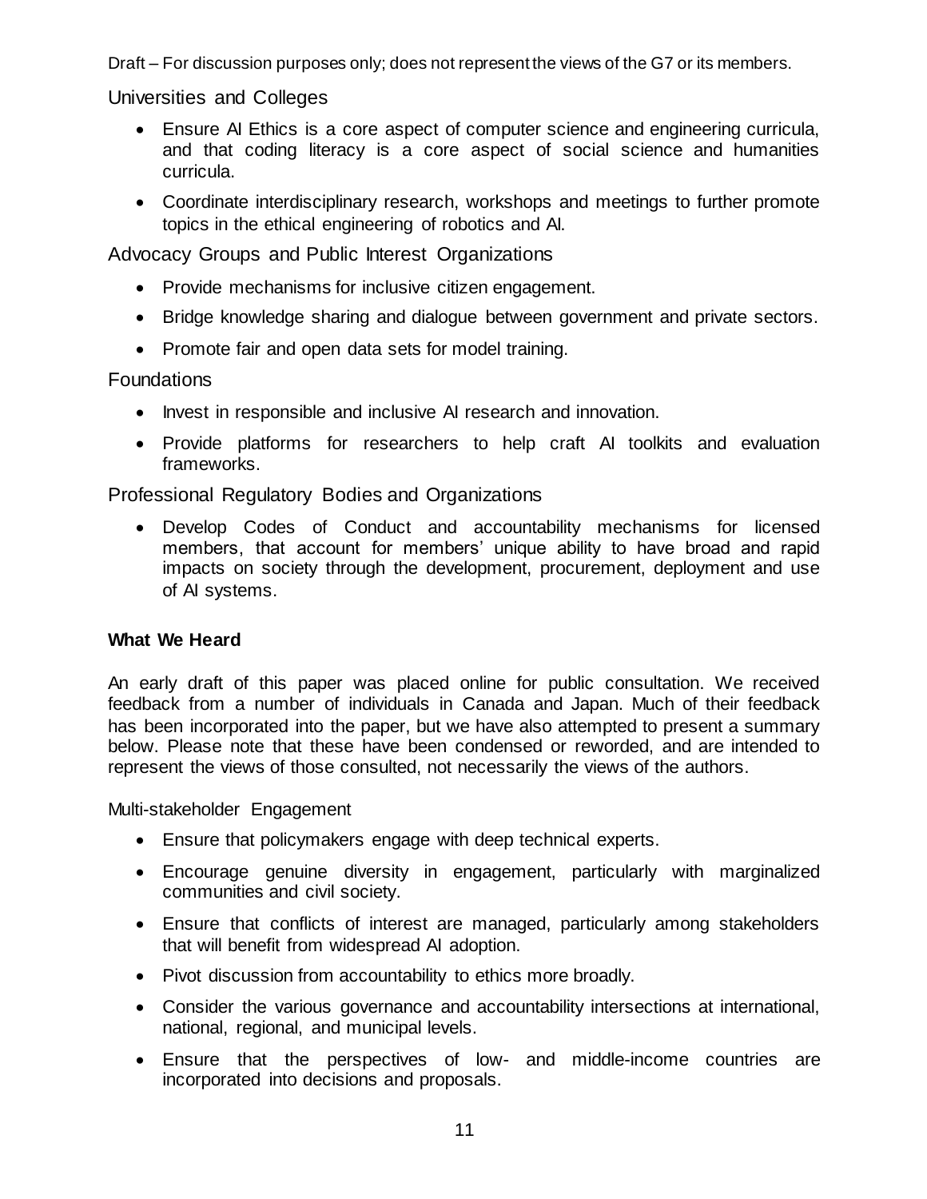Universities and Colleges

- Ensure AI Ethics is a core aspect of computer science and engineering curricula, and that coding literacy is a core aspect of social science and humanities curricula.
- Coordinate interdisciplinary research, workshops and meetings to further promote topics in the ethical engineering of robotics and AI.

Advocacy Groups and Public Interest Organizations

- Provide mechanisms for inclusive citizen engagement.
- Bridge knowledge sharing and dialogue between government and private sectors.
- Promote fair and open data sets for model training.

Foundations

- Invest in responsible and inclusive AI research and innovation.
- Provide platforms for researchers to help craft AI toolkits and evaluation frameworks.

Professional Regulatory Bodies and Organizations

- Develop Codes of Conduct and accountability mechanisms for licensed members, that account for members' unique ability to have broad and rapid impacts on society through the development, procurement, deployment and use of AI systems.

**What We Heard**

An early draft of this paper was placed online for public consultation. We received feedback from a number of individuals in Canada and Japan. Much of their feedback has been incorporated into the paper, but we have also attempted to present a summary below. Please note that these have been condensed or reworded, and are intended to represent the views of those consulted, not necessarily the views of the authors.

Multi-stakeholder Engagement

- Ensure that policymakers engage with deep technical experts.
- Encourage genuine diversity in engagement, particularly with marginalized communities and civil society.
- Ensure that conflicts of interest are managed, particularly among stakeholders that will benefit from widespread AI adoption.
- Pivot discussion from accountability to ethics more broadly.
- Consider the various governance and accountability intersections at international, national, regional, and municipal levels.
- Ensure that the perspectives of low- and middle-income countries are incorporated into decisions and proposals.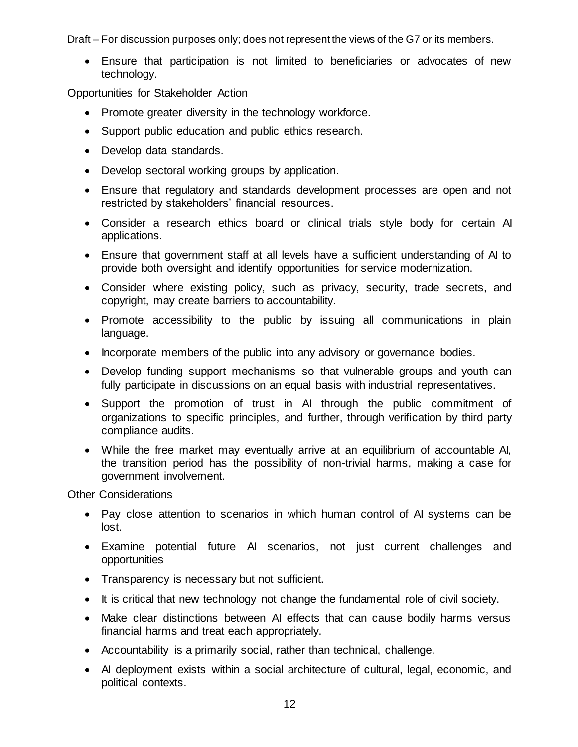- Ensure that participation is not limited to beneficiaries or advocates of new technology.

Opportunities for Stakeholder Action

- Promote greater diversity in the technology workforce.
- Support public education and public ethics research.
- Develop data standards.
- Develop sectoral working groups by application.
- Ensure that regulatory and standards development processes are open and not restricted by stakeholders' financial resources.
- Consider a research ethics board or clinical trials style body for certain AI applications.
- Ensure that government staff at all levels have a sufficient understanding of AI to provide both oversight and identify opportunities for service modernization.
- Consider where existing policy, such as privacy, security, trade secrets, and copyright, may create barriers to accountability.
- Promote accessibility to the public by issuing all communications in plain language.
- Incorporate members of the public into any advisory or governance bodies.
- Develop funding support mechanisms so that vulnerable groups and youth can fully participate in discussions on an equal basis with industrial representatives.
- Support the promotion of trust in AI through the public commitment of organizations to specific principles, and further, through verification by third party compliance audits.
- While the free market may eventually arrive at an equilibrium of accountable AI, the transition period has the possibility of non-trivial harms, making a case for government involvement.

Other Considerations

- Pay close attention to scenarios in which human control of AI systems can be lost.
- Examine potential future AI scenarios, not just current challenges and opportunities
- Transparency is necessary but not sufficient.
- It is critical that new technology not change the fundamental role of civil society.
- Make clear distinctions between AI effects that can cause bodily harms versus financial harms and treat each appropriately.
- Accountability is a primarily social, rather than technical, challenge.
- AI deployment exists within a social architecture of cultural, legal, economic, and political contexts.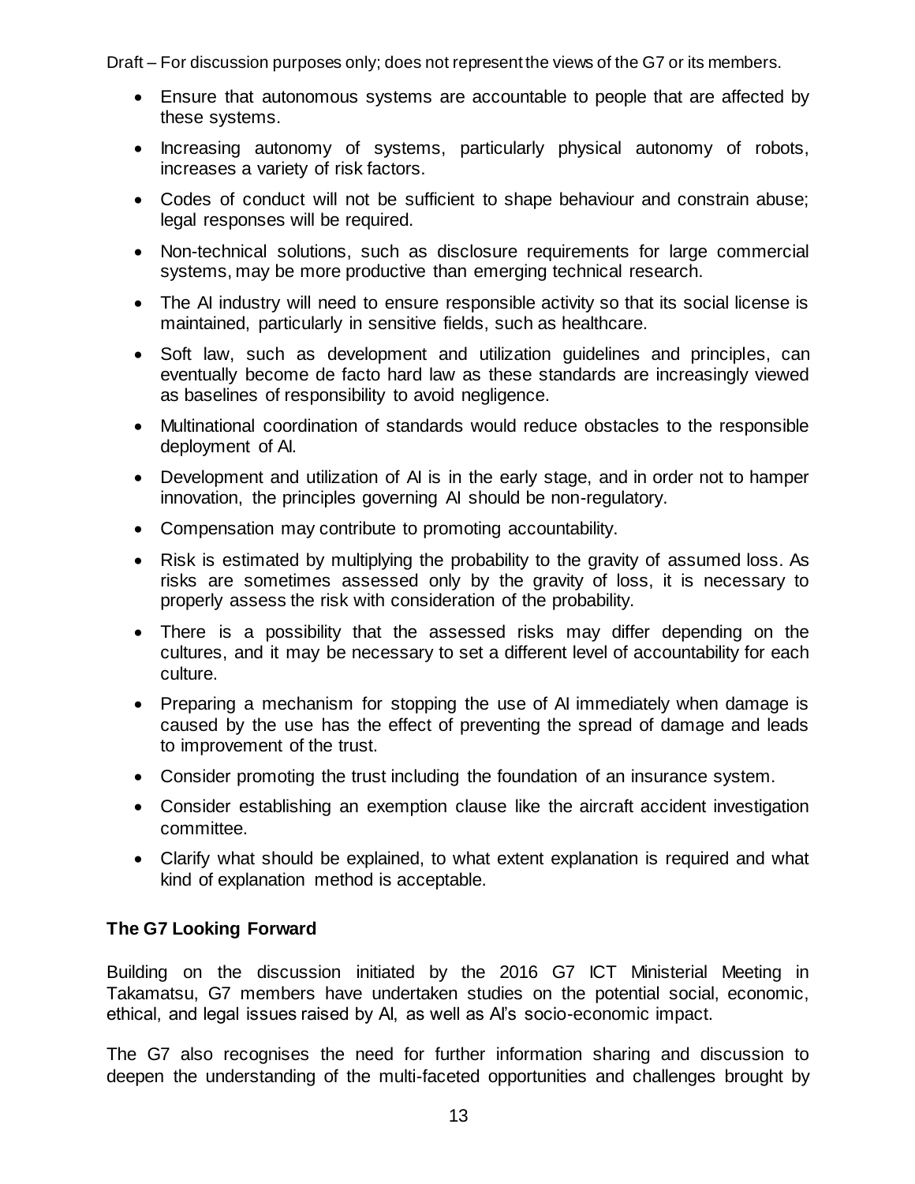- Ensure that autonomous systems are accountable to people that are affected by these systems.
- Increasing autonomy of systems, particularly physical autonomy of robots, increases a variety of risk factors.
- Codes of conduct will not be sufficient to shape behaviour and constrain abuse; legal responses will be required.
- Non-technical solutions, such as disclosure requirements for large commercial systems, may be more productive than emerging technical research.
- The AI industry will need to ensure responsible activity so that its social license is maintained, particularly in sensitive fields, such as healthcare.
- Soft law, such as development and utilization guidelines and principles, can eventually become de facto hard law as these standards are increasingly viewed as baselines of responsibility to avoid negligence.
- Multinational coordination of standards would reduce obstacles to the responsible deployment of AI.
- Development and utilization of AI is in the early stage, and in order not to hamper innovation, the principles governing AI should be non-regulatory.
- Compensation may contribute to promoting accountability.
- Risk is estimated by multiplying the probability to the gravity of assumed loss. As risks are sometimes assessed only by the gravity of loss, it is necessary to properly assess the risk with consideration of the probability.
- There is a possibility that the assessed risks may differ depending on the cultures, and it may be necessary to set a different level of accountability for each culture.
- Preparing a mechanism for stopping the use of AI immediately when damage is caused by the use has the effect of preventing the spread of damage and leads to improvement of the trust.
- Consider promoting the trust including the foundation of an insurance system.
- Consider establishing an exemption clause like the aircraft accident investigation committee.
- Clarify what should be explained, to what extent explanation is required and what kind of explanation method is acceptable.

### The G7 Looking Forward

Building on the discussion initiated by the 2016 G7 ICT Ministerial Meeting in Takamatsu, G7 members have undertaken studies on the potential social, economic, ethical, and legal issues raised by AI, as well as AI's socio-economic impact.

The G7 also recognises the need for further information sharing and discussion to deepen the understanding of the multi-faceted opportunities and challenges brought by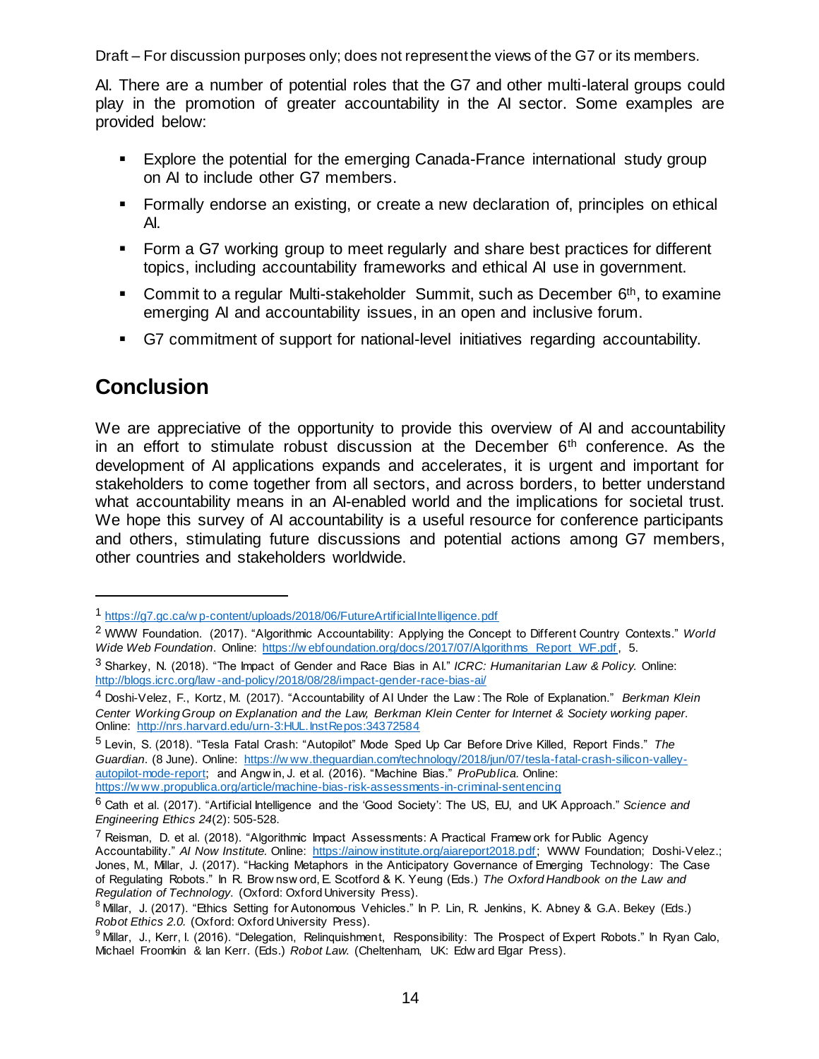AI. There are a number of potential roles that the G7 and other multi-lateral groups could play in the promotion of greater accountability in the AI sector. Some examples are provided below:

- Explore the potential for the emerging Canada-France international study group on AI to include other G7 members.
- Formally endorse an existing, or create a new declaration of, principles on ethical AI.
- Form a G7 working group to meet regularly and share best practices for different topics, including accountability frameworks and ethical AI use in government.
- Commit to a regular Multi-stakeholder Summit, such as December 6th, to examine emerging AI and accountability issues, in an open and inclusive forum.
- G7 commitment of support for national-level initiatives regarding accountability.

## Conclusion

We are appreciative of the opportunity to provide this overview of AI and accountability in an effort to stimulate robust discussion at the December 6th conference. As the development of AI applications expands and accelerates, it is urgent and important for stakeholders to come together from all sectors, and across borders, to better understand what accountability means in an AI-enabled world and the implications for societal trust. We hope this survey of AI accountability is a useful resource for conference participants and others, stimulating future discussions and potential actions among G7 members, other countries and stakeholders worldwide.

---

[1] https://g7.gc.ca/wp-content/uploads/2018/06/FutureArtificialIntelligence.pdf

[2] WWW Foundation. (2017). "Algorithmic Accountability: Applying the Concept to Different Country Contexts." *World Wide Web Foundation*. Online: https://webfoundation.org/docs/2017/07/Algorithms_Report_WF.pdf, 5.

[3] Sharkey, N. (2018). "The Impact of Gender and Race Bias in AI." *ICRC: Humanitarian Law & Policy.* Online: http://blogs.icrc.org/law-and-policy/2018/08/28/impact-gender-race-bias-ai/

[4] Doshi-Velez, F., Kortz, M. (2017). "Accountability of AI Under the Law: The Role of Explanation." *Berkman Klein Center Working Group on Explanation and the Law, Berkman Klein Center for Internet & Society working paper.* Online: http://nrs.harvard.edu/urn-3:HUL.InstRepos:34372584

[5] Levin, S. (2018). "Tesla Fatal Crash: "Autopilot" Mode Sped Up Car Before Drive Killed, Report Finds." *The Guardian*. (8 June). Online: https://www.theguardian.com/technology/2018/jun/07/tesla-fatal-crash-silicon-valley-autopilot-mode-report; and Angwin, J. et al. (2016). "Machine Bias." *ProPublica.* Online: https://www.propublica.org/article/machine-bias-risk-assessments-in-criminal-sentencing

[6] Cath et al. (2017). "Artificial Intelligence and the 'Good Society': The US, EU, and UK Approach." *Science and Engineering Ethics 24*(2): 505-528.

[7] Reisman, D. et al. (2018). "Algorithmic Impact Assessments: A Practical Framework for Public Agency Accountability." *AI Now Institute.* Online: https://ainowinstitute.org/aiareport2018.pdf; WWW Foundation; Doshi-Velez.; Jones, M., Millar, J. (2017). "Hacking Metaphors in the Anticipatory Governance of Emerging Technology: The Case of Regulating Robots." In R. Brownsword, E. Scotford & K. Yeung (Eds.) *The Oxford Handbook on the Law and Regulation of Technology.* (Oxford: Oxford University Press).

[8] Millar, J. (2017). "Ethics Setting for Autonomous Vehicles." In P. Lin, R. Jenkins, K. Abney & G.A. Bekey (Eds.) *Robot Ethics 2.0.* (Oxford: Oxford University Press).

[9] Millar, J., Kerr, I. (2016). "Delegation, Relinquishment, Responsibility: The Prospect of Expert Robots." In Ryan Calo, Michael Froomkin & Ian Kerr. (Eds.) *Robot Law.* (Cheltenham, UK: Edward Elgar Press).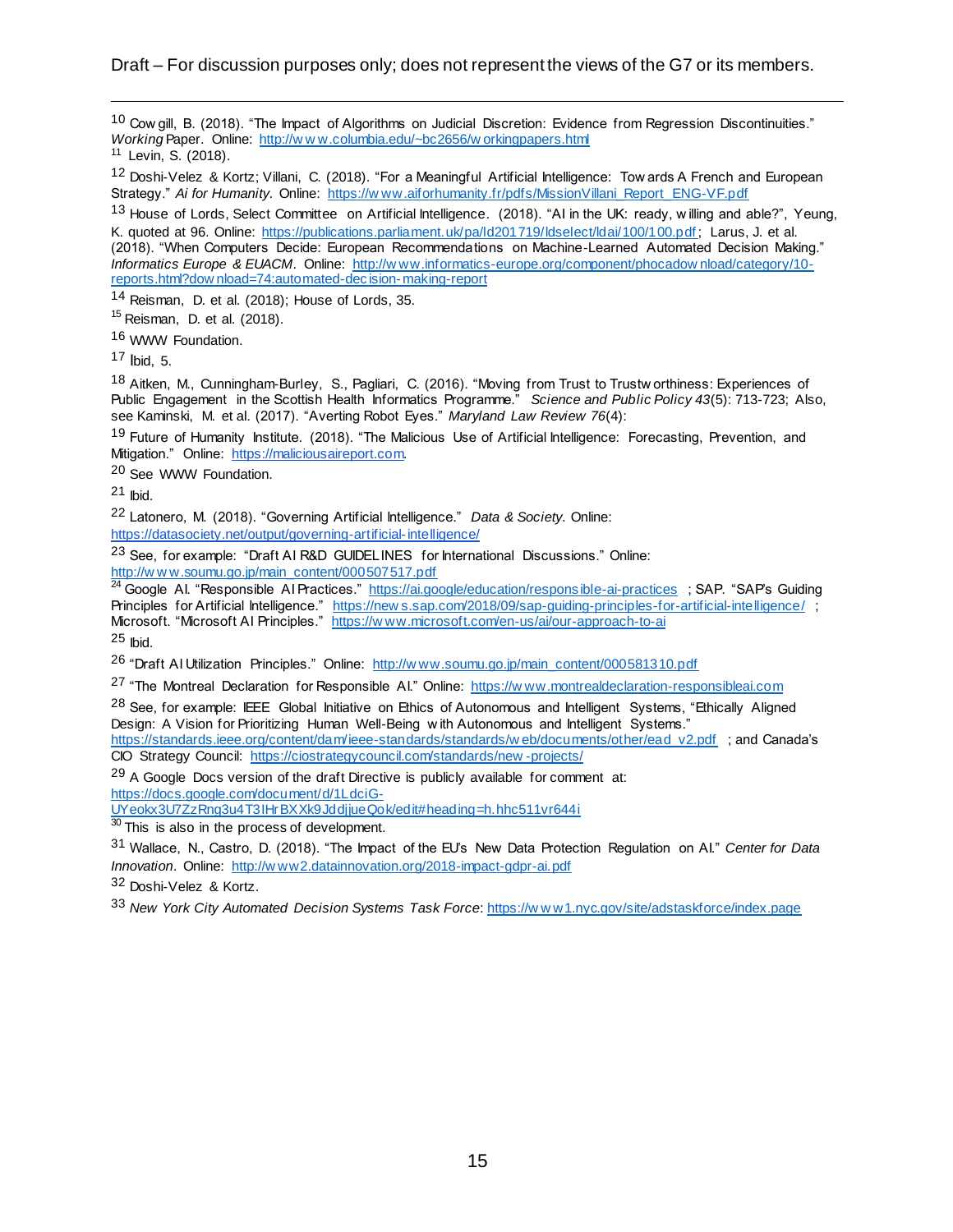Draft – For discussion purposes only; does not represent the views of the G7 or its members.

---

[10] Cowgill, B. (2018). "The Impact of Algorithms on Judicial Discretion: Evidence from Regression Discontinuities." *Working* Paper. Online: http://www.columbia.edu/~bc2656/workingpapers.html

[11] Levin, S. (2018).

[12] Doshi-Velez & Kortz; Villani, C. (2018). "For a Meaningful Artificial Intelligence: Towards A French and European Strategy." *Ai for Humanity*. Online: https://www.aiforhumanity.fr/pdfs/MissionVillani_Report_ENG-VF.pdf

[13] House of Lords, Select Committee on Artificial Intelligence. (2018). "AI in the UK: ready, willing and able?", Yeung, K. quoted at 96. Online: https://publications.parliament.uk/pa/ld201719/ldselect/ldai/100/100.pdf; Larus, J. et al. (2018). "When Computers Decide: European Recommendations on Machine-Learned Automated Decision Making." *Informatics Europe & EUACM*. Online: http://www.informatics-europe.org/component/phocadownload/category/10-reports.html?download=74:automated-decision-making-report

[14] Reisman, D. et al. (2018); House of Lords, 35.

[15] Reisman, D. et al. (2018).

[16] WWW Foundation.

[17] Ibid, 5.

[18] Aitken, M., Cunningham-Burley, S., Pagliari, C. (2016). "Moving from Trust to Trustworthiness: Experiences of Public Engagement in the Scottish Health Informatics Programme." *Science and Public Policy 43*(5): 713-723; Also, see Kaminski, M. et al. (2017). "Averting Robot Eyes." *Maryland Law Review 76*(4):

[19] Future of Humanity Institute. (2018). "The Malicious Use of Artificial Intelligence: Forecasting, Prevention, and Mitigation." Online: https://maliciousaireport.com.

[20] See WWW Foundation.

[21] Ibid.

[22] Latonero, M. (2018). "Governing Artificial Intelligence." *Data & Society*. Online: https://datasociety.net/output/governing-artificial-intelligence/

[23] See, for example: "Draft AI R&D GUIDELINES for International Discussions." Online: http://www.soumu.go.jp/main_content/000507517.pdf

[24] Google AI. "Responsible AI Practices." https://ai.google/education/responsible-ai-practices ; SAP. "SAP's Guiding Principles for Artificial Intelligence." https://news.sap.com/2018/09/sap-guiding-principles-for-artificial-intelligence/ ; Microsoft. "Microsoft AI Principles." https://www.microsoft.com/en-us/ai/our-approach-to-ai

[25] Ibid.

[26] "Draft AI Utilization Principles." Online: http://www.soumu.go.jp/main_content/000581310.pdf

[27] "The Montreal Declaration for Responsible AI." Online: https://www.montrealdeclaration-responsibleai.com

[28] See, for example: IEEE Global Initiative on Ethics of Autonomous and Intelligent Systems, "Ethically Aligned Design: A Vision for Prioritizing Human Well-Being with Autonomous and Intelligent Systems." https://standards.ieee.org/content/dam/ieee-standards/standards/web/documents/other/ead_v2.pdf ; and Canada's CIO Strategy Council: https://ciostrategycouncil.com/standards/new-projects/

[29] A Google Docs version of the draft Directive is publicly available for comment at: https://docs.google.com/document/d/1LdciG-UYeokx3U7ZzRng3u4T3IHrBXXk9JddjjueQok/edit#heading=h.hhc511vr644i

[30] This is also in the process of development.

[31] Wallace, N., Castro, D. (2018). "The Impact of the EU's New Data Protection Regulation on AI." *Center for Data Innovation*. Online: http://www2.datainnovation.org/2018-impact-gdpr-ai.pdf

[32] Doshi-Velez & Kortz.

[33] *New York City Automated Decision Systems Task Force*: https://www1.nyc.gov/site/adstaskforce/index.page